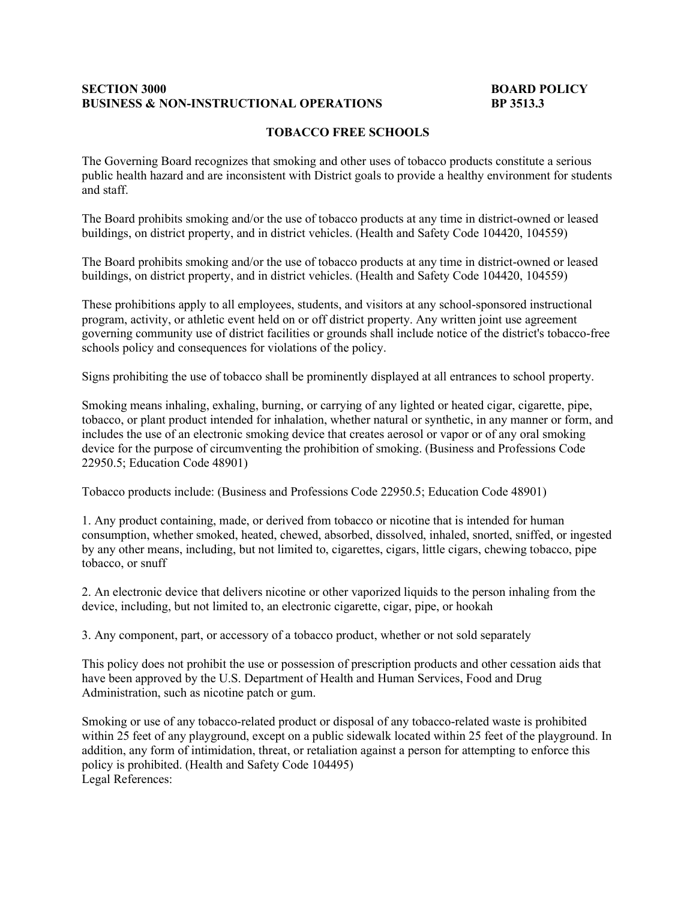**SECTION 3000** **BOARD POLICY**
**BUSINESS & NON-INSTRUCTIONAL OPERATIONS** **BP 3513.3**

## TOBACCO FREE SCHOOLS

The Governing Board recognizes that smoking and other uses of tobacco products constitute a serious public health hazard and are inconsistent with District goals to provide a healthy environment for students and staff.

The Board prohibits smoking and/or the use of tobacco products at any time in district-owned or leased buildings, on district property, and in district vehicles. (Health and Safety Code 104420, 104559)

The Board prohibits smoking and/or the use of tobacco products at any time in district-owned or leased buildings, on district property, and in district vehicles. (Health and Safety Code 104420, 104559)

These prohibitions apply to all employees, students, and visitors at any school-sponsored instructional program, activity, or athletic event held on or off district property. Any written joint use agreement governing community use of district facilities or grounds shall include notice of the district's tobacco-free schools policy and consequences for violations of the policy.

Signs prohibiting the use of tobacco shall be prominently displayed at all entrances to school property.

Smoking means inhaling, exhaling, burning, or carrying of any lighted or heated cigar, cigarette, pipe, tobacco, or plant product intended for inhalation, whether natural or synthetic, in any manner or form, and includes the use of an electronic smoking device that creates aerosol or vapor or of any oral smoking device for the purpose of circumventing the prohibition of smoking. (Business and Professions Code 22950.5; Education Code 48901)

Tobacco products include: (Business and Professions Code 22950.5; Education Code 48901)

1. Any product containing, made, or derived from tobacco or nicotine that is intended for human consumption, whether smoked, heated, chewed, absorbed, dissolved, inhaled, snorted, sniffed, or ingested by any other means, including, but not limited to, cigarettes, cigars, little cigars, chewing tobacco, pipe tobacco, or snuff

2. An electronic device that delivers nicotine or other vaporized liquids to the person inhaling from the device, including, but not limited to, an electronic cigarette, cigar, pipe, or hookah

3. Any component, part, or accessory of a tobacco product, whether or not sold separately

This policy does not prohibit the use or possession of prescription products and other cessation aids that have been approved by the U.S. Department of Health and Human Services, Food and Drug Administration, such as nicotine patch or gum.

Smoking or use of any tobacco-related product or disposal of any tobacco-related waste is prohibited within 25 feet of any playground, except on a public sidewalk located within 25 feet of the playground. In addition, any form of intimidation, threat, or retaliation against a person for attempting to enforce this policy is prohibited. (Health and Safety Code 104495)

Legal References: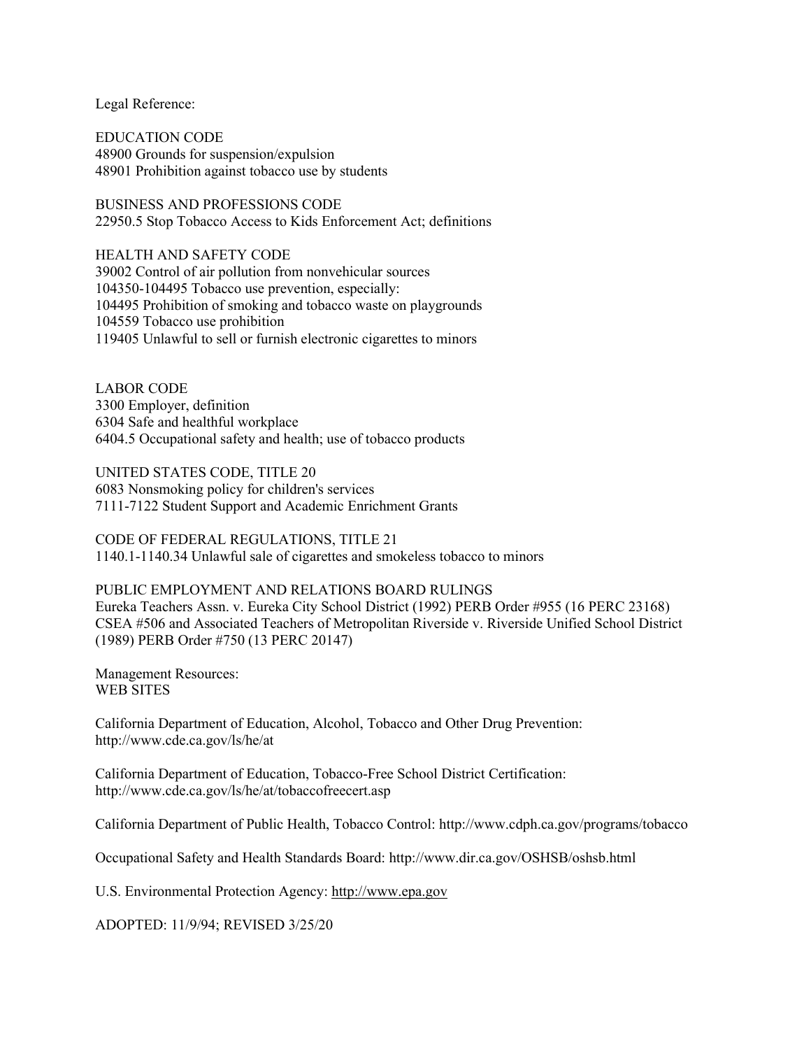Legal Reference:

EDUCATION CODE
48900 Grounds for suspension/expulsion
48901 Prohibition against tobacco use by students

BUSINESS AND PROFESSIONS CODE
22950.5 Stop Tobacco Access to Kids Enforcement Act; definitions

HEALTH AND SAFETY CODE
39002 Control of air pollution from nonvehicular sources
104350-104495 Tobacco use prevention, especially:
104495 Prohibition of smoking and tobacco waste on playgrounds
104559 Tobacco use prohibition
119405 Unlawful to sell or furnish electronic cigarettes to minors

LABOR CODE
3300 Employer, definition
6304 Safe and healthful workplace
6404.5 Occupational safety and health; use of tobacco products

UNITED STATES CODE, TITLE 20
6083 Nonsmoking policy for children's services
7111-7122 Student Support and Academic Enrichment Grants

CODE OF FEDERAL REGULATIONS, TITLE 21
1140.1-1140.34 Unlawful sale of cigarettes and smokeless tobacco to minors

PUBLIC EMPLOYMENT AND RELATIONS BOARD RULINGS
Eureka Teachers Assn. v. Eureka City School District (1992) PERB Order #955 (16 PERC 23168)
CSEA #506 and Associated Teachers of Metropolitan Riverside v. Riverside Unified School District (1989) PERB Order #750 (13 PERC 20147)

Management Resources:
WEB SITES

California Department of Education, Alcohol, Tobacco and Other Drug Prevention: http://www.cde.ca.gov/ls/he/at

California Department of Education, Tobacco-Free School District Certification: http://www.cde.ca.gov/ls/he/at/tobaccofreecert.asp

California Department of Public Health, Tobacco Control: http://www.cdph.ca.gov/programs/tobacco

Occupational Safety and Health Standards Board: http://www.dir.ca.gov/OSHSB/oshsb.html

U.S. Environmental Protection Agency: http://www.epa.gov

ADOPTED: 11/9/94; REVISED 3/25/20